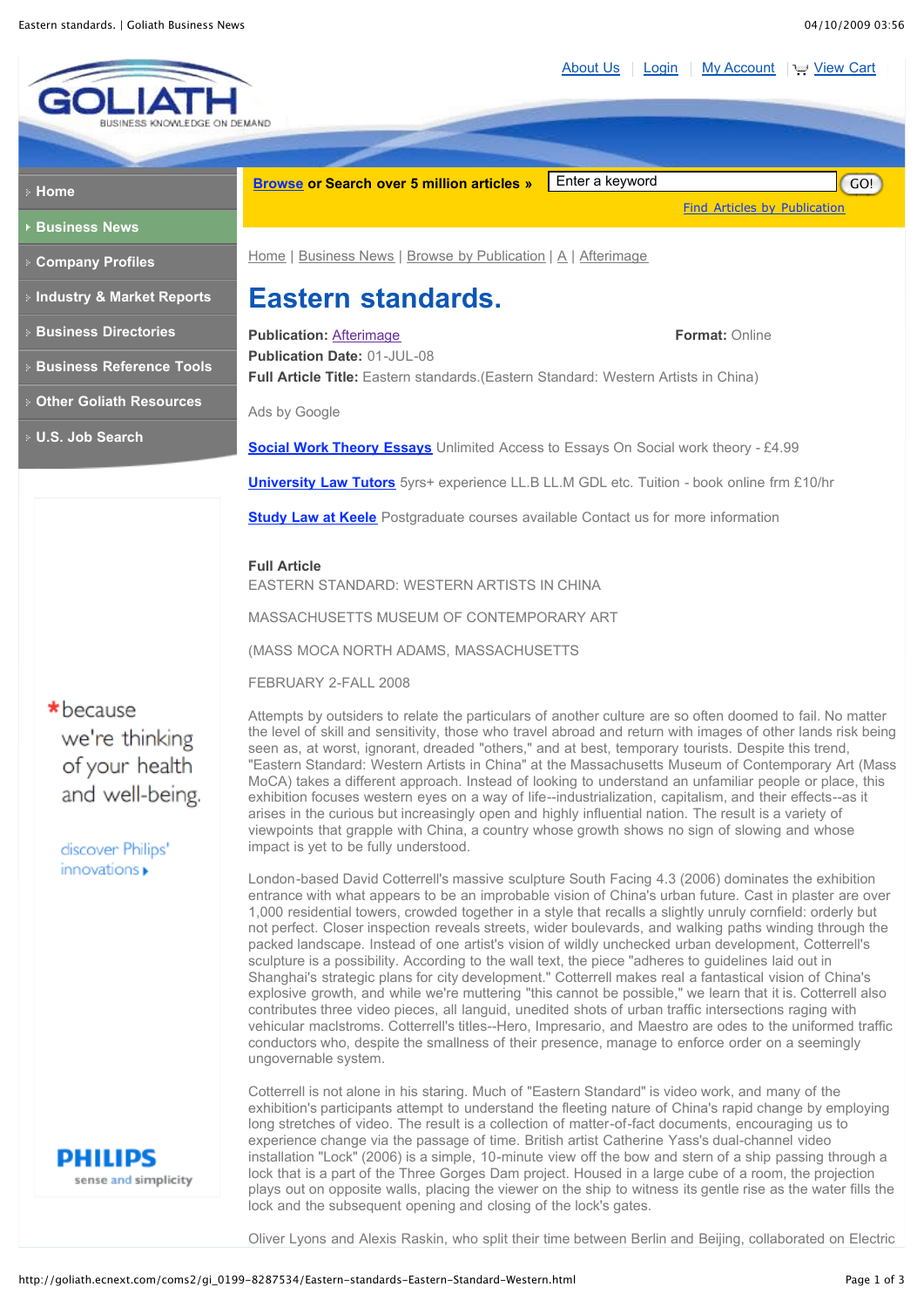# Eastern standards.

**Publication:** Afterimage

**Format:** Online

**Publication Date:** 01-JUL-08

**Full Article Title:** Eastern standards.(Eastern Standard: Western Artists in China)

**Full Article**

EASTERN STANDARD: WESTERN ARTISTS IN CHINA

MASSACHUSETTS MUSEUM OF CONTEMPORARY ART

(MASS MOCA NORTH ADAMS, MASSACHUSETTS

FEBRUARY 2-FALL 2008

Attempts by outsiders to relate the particulars of another culture are so often doomed to fail. No matter the level of skill and sensitivity, those who travel abroad and return with images of other lands risk being seen as, at worst, ignorant, dreaded "others," and at best, temporary tourists. Despite this trend, "Eastern Standard: Western Artists in China" at the Massachusetts Museum of Contemporary Art (Mass MoCA) takes a different approach. Instead of looking to understand an unfamiliar people or place, this exhibition focuses western eyes on a way of life--industrialization, capitalism, and their effects--as it arises in the curious but increasingly open and highly influential nation. The result is a variety of viewpoints that grapple with China, a country whose growth shows no sign of slowing and whose impact is yet to be fully understood.

London-based David Cotterrell's massive sculpture South Facing 4.3 (2006) dominates the exhibition entrance with what appears to be an improbable vision of China's urban future. Cast in plaster are over 1,000 residential towers, crowded together in a style that recalls a slightly unruly cornfield: orderly but not perfect. Closer inspection reveals streets, wider boulevards, and walking paths winding through the packed landscape. Instead of one artist's vision of wildly unchecked urban development, Cotterrell's sculpture is a possibility. According to the wall text, the piece "adheres to guidelines laid out in Shanghai's strategic plans for city development." Cotterrell makes real a fantastical vision of China's explosive growth, and while we're muttering "this cannot be possible," we learn that it is. Cotterrell also contributes three video pieces, all languid, unedited shots of urban traffic intersections raging with vehicular maclstroms. Cotterrell's titles--Hero, Impresario, and Maestro are odes to the uniformed traffic conductors who, despite the smallness of their presence, manage to enforce order on a seemingly ungovernable system.

Cotterrell is not alone in his staring. Much of "Eastern Standard" is video work, and many of the exhibition's participants attempt to understand the fleeting nature of China's rapid change by employing long stretches of video. The result is a collection of matter-of-fact documents, encouraging us to experience change via the passage of time. British artist Catherine Yass's dual-channel video installation "Lock" (2006) is a simple, 10-minute view off the bow and stern of a ship passing through a lock that is a part of the Three Gorges Dam project. Housed in a large cube of a room, the projection plays out on opposite walls, placing the viewer on the ship to witness its gentle rise as the water fills the lock and the subsequent opening and closing of the lock's gates.

Oliver Lyons and Alexis Raskin, who split their time between Berlin and Beijing, collaborated on Electric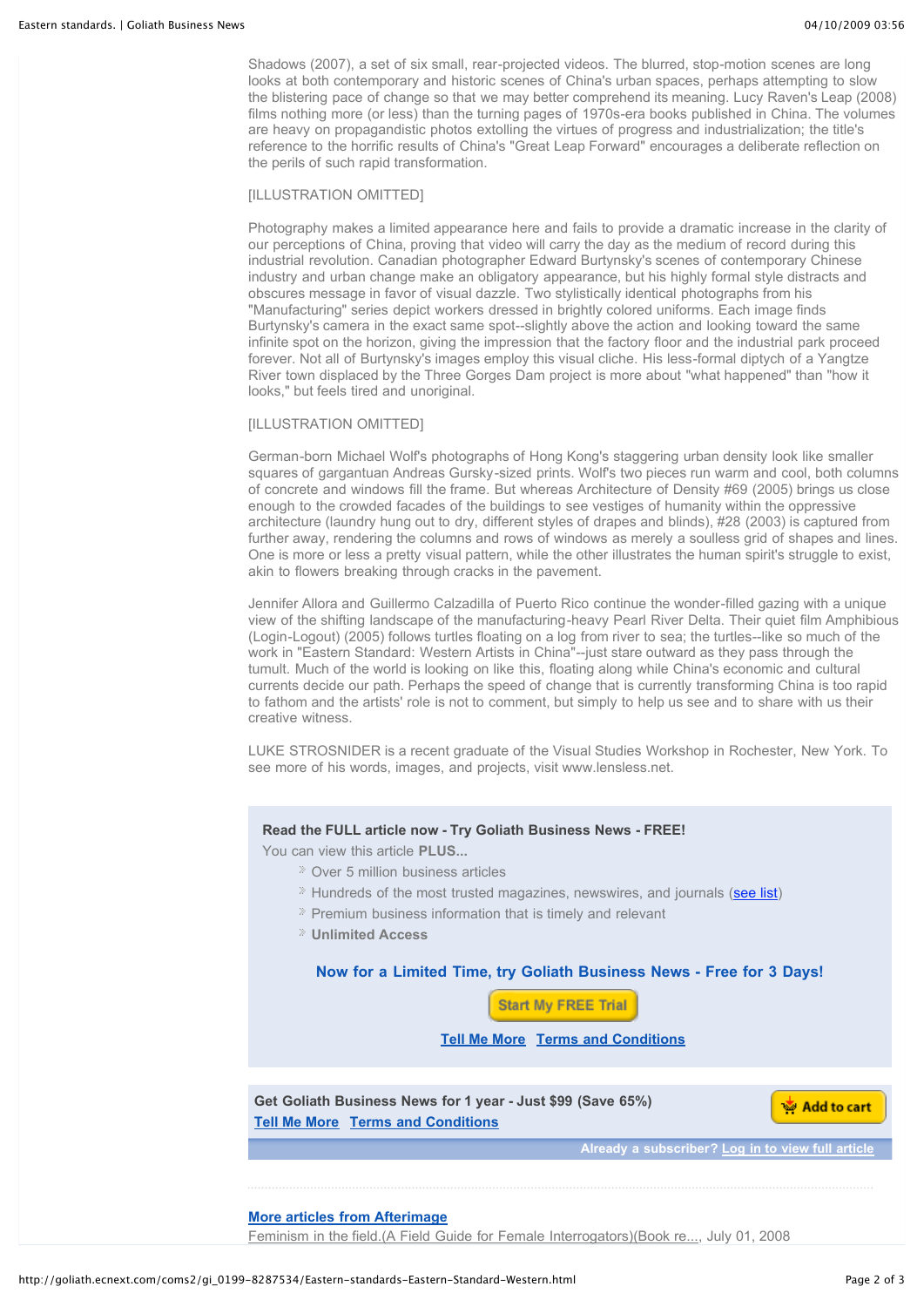Shadows (2007), a set of six small, rear-projected videos. The blurred, stop-motion scenes are long looks at both contemporary and historic scenes of China's urban spaces, perhaps attempting to slow the blistering pace of change so that we may better comprehend its meaning. Lucy Raven's Leap (2008) films nothing more (or less) than the turning pages of 1970s-era books published in China. The volumes are heavy on propagandistic photos extolling the virtues of progress and industrialization; the title's reference to the horrific results of China's "Great Leap Forward" encourages a deliberate reflection on the perils of such rapid transformation.

[ILLUSTRATION OMITTED]

Photography makes a limited appearance here and fails to provide a dramatic increase in the clarity of our perceptions of China, proving that video will carry the day as the medium of record during this industrial revolution. Canadian photographer Edward Burtynsky's scenes of contemporary Chinese industry and urban change make an obligatory appearance, but his highly formal style distracts and obscures message in favor of visual dazzle. Two stylistically identical photographs from his "Manufacturing" series depict workers dressed in brightly colored uniforms. Each image finds Burtynsky's camera in the exact same spot--slightly above the action and looking toward the same infinite spot on the horizon, giving the impression that the factory floor and the industrial park proceed forever. Not all of Burtynsky's images employ this visual cliche. His less-formal diptych of a Yangtze River town displaced by the Three Gorges Dam project is more about "what happened" than "how it looks," but feels tired and unoriginal.

[ILLUSTRATION OMITTED]

German-born Michael Wolf's photographs of Hong Kong's staggering urban density look like smaller squares of gargantuan Andreas Gursky-sized prints. Wolf's two pieces run warm and cool, both columns of concrete and windows fill the frame. But whereas Architecture of Density #69 (2005) brings us close enough to the crowded facades of the buildings to see vestiges of humanity within the oppressive architecture (laundry hung out to dry, different styles of drapes and blinds), #28 (2003) is captured from further away, rendering the columns and rows of windows as merely a soulless grid of shapes and lines. One is more or less a pretty visual pattern, while the other illustrates the human spirit's struggle to exist, akin to flowers breaking through cracks in the pavement.

Jennifer Allora and Guillermo Calzadilla of Puerto Rico continue the wonder-filled gazing with a unique view of the shifting landscape of the manufacturing-heavy Pearl River Delta. Their quiet film Amphibious (Login-Logout) (2005) follows turtles floating on a log from river to sea; the turtles--like so much of the work in "Eastern Standard: Western Artists in China"--just stare outward as they pass through the tumult. Much of the world is looking on like this, floating along while China's economic and cultural currents decide our path. Perhaps the speed of change that is currently transforming China is too rapid to fathom and the artists' role is not to comment, but simply to help us see and to share with us their creative witness.

LUKE STROSNIDER is a recent graduate of the Visual Studies Workshop in Rochester, New York. To see more of his words, images, and projects, visit www.lensless.net.

**Read the FULL article now - Try Goliath Business News - FREE!**

You can view this article **PLUS...**

- Over 5 million business articles
- Hundreds of the most trusted magazines, newswires, and journals (see list)
- Premium business information that is timely and relevant
- **Unlimited Access**

**Now for a Limited Time, try Goliath Business News - Free for 3 Days!**

Start My FREE Trial

Tell Me More Terms and Conditions

**Get Goliath Business News for 1 year - Just $99 (Save 65%)**

Tell Me More Terms and Conditions

Add to cart

Already a subscriber? Log in to view full article

**More articles from Afterimage**

Feminism in the field.(A Field Guide for Female Interrogators)(Book re..., July 01, 2008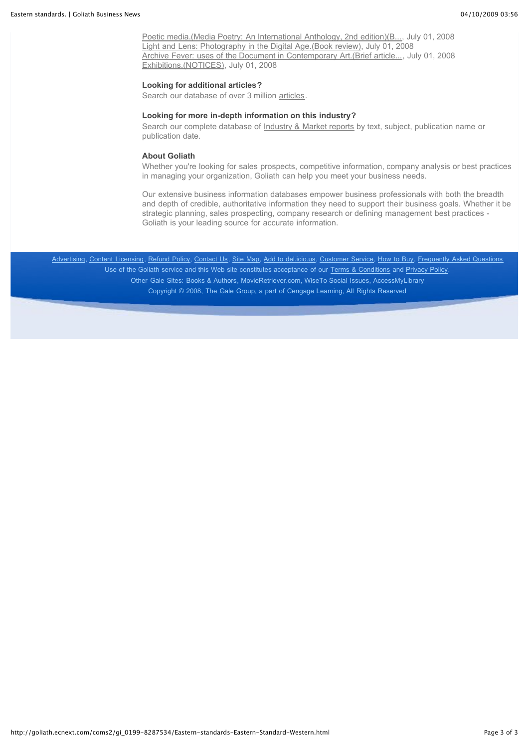Poetic media.(Media Poetry: An International Anthology, 2nd edition)(B..., July 01, 2008
Light and Lens: Photography in the Digital Age.(Book review), July 01, 2008
Archive Fever: uses of the Document in Contemporary Art.(Brief article..., July 01, 2008
Exhibitions.(NOTICES), July 01, 2008

**Looking for additional articles?**
Search our database of over 3 million articles.

**Looking for more in-depth information on this industry?**
Search our complete database of Industry & Market reports by text, subject, publication name or publication date.

**About Goliath**
Whether you're looking for sales prospects, competitive information, company analysis or best practices in managing your organization, Goliath can help you meet your business needs.

Our extensive business information databases empower business professionals with both the breadth and depth of credible, authoritative information they need to support their business goals. Whether it be strategic planning, sales prospecting, company research or defining management best practices - Goliath is your leading source for accurate information.

Advertising, Content Licensing, Refund Policy, Contact Us, Site Map, Add to del.icio.us, Customer Service, How to Buy, Frequently Asked Questions
Use of the Goliath service and this Web site constitutes acceptance of our Terms & Conditions and Privacy Policy.
Other Gale Sites: Books & Authors, MovieRetriever.com, WiseTo Social Issues, AccessMyLibrary
Copyright © 2008, The Gale Group, a part of Cengage Learning, All Rights Reserved